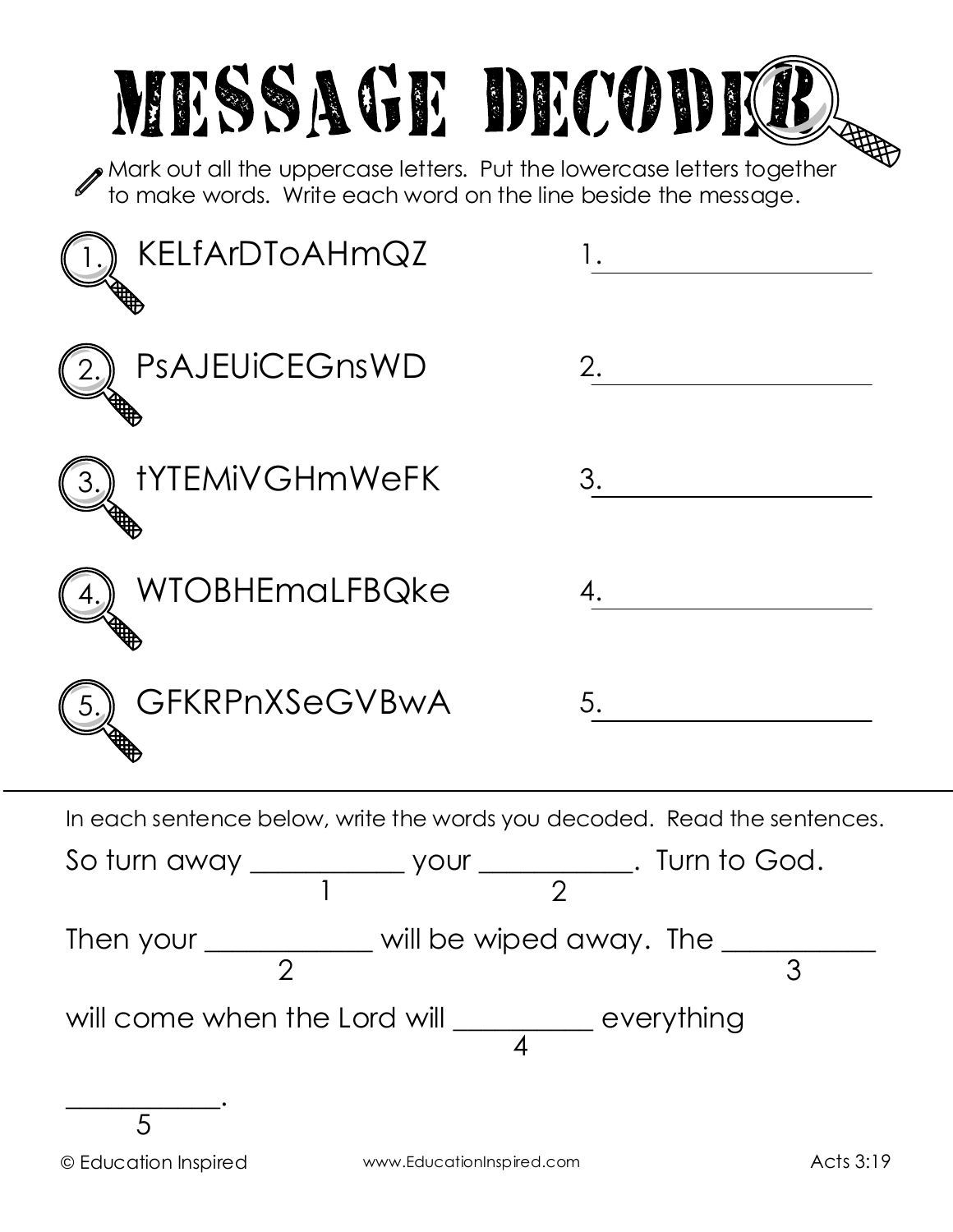# MESSAGE DECODER

Mark out all the uppercase letters. Put the lowercase letters together to make words. Write each word on the line beside the message.

1. KELfArDToAHmQZ — 1. ____________________

2. PsAJEUiCEGnsWD — 2. ____________________

3. tYTEMiVGHmWeFK — 3. ____________________

4. WTOBHEmaLFBQke — 4. ____________________

5. GFKRPnXSeGVBwA — 5. ____________________

---

In each sentence below, write the words you decoded. Read the sentences.

So turn away ___________ (1) your ___________ (2). Turn to God.

Then your ____________ (2) will be wiped away. The ___________ (3)

will come when the Lord will __________ (4) everything

___________ (5).

© Education Inspired — www.EducationInspired.com — Acts 3:19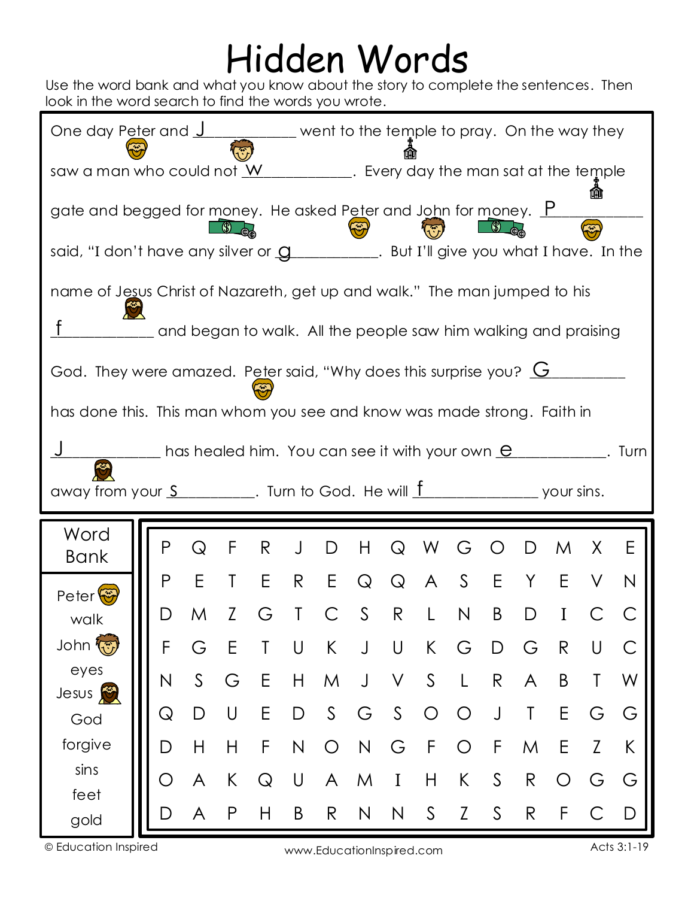# Hidden Words

Use the word bank and what you know about the story to complete the sentences. Then look in the word search to find the words you wrote.

One day Peter and J___________ went to the temple to pray. On the way they saw a man who could not W___________. Every day the man sat at the temple gate and begged for money. He asked Peter and John for money. P___________ said, "I don't have any silver or g___________. But I'll give you what I have. In the name of Jesus Christ of Nazareth, get up and walk." The man jumped to his f___________ and began to walk. All the people saw him walking and praising God. They were amazed. Peter said, "Why does this surprise you? G___________ has done this. This man whom you see and know was made strong. Faith in J___________ has healed him. You can see it with your own e___________. Turn away from your s___________. Turn to God. He will f_____________ your sins.

**Word Bank**

- Peter
- walk
- John
- eyes
- Jesus
- God
- forgive
- sins
- feet
- gold

| | | | | | | | | | | | | | | |
|---|---|---|---|---|---|---|---|---|---|---|---|---|---|---|
| P | Q | F | R | J | D | H | Q | W | G | O | D | M | X | E |
| P | E | T | E | R | E | Q | Q | A | S | E | Y | E | V | N |
| D | M | Z | G | T | C | S | R | L | N | B | D | I | C | C |
| F | G | E | T | U | K | J | U | K | G | D | G | R | U | C |
| N | S | G | E | H | M | J | V | S | L | R | A | B | T | W |
| Q | D | U | E | D | S | G | S | O | O | J | T | E | G | G |
| D | H | H | F | N | O | N | G | F | O | F | M | E | Z | K |
| O | A | K | Q | U | A | M | I | H | K | S | R | O | G | G |
| D | A | P | H | B | R | N | N | S | Z | S | R | F | C | D |

© Education Inspired www.EducationInspired.com Acts 3:1-19